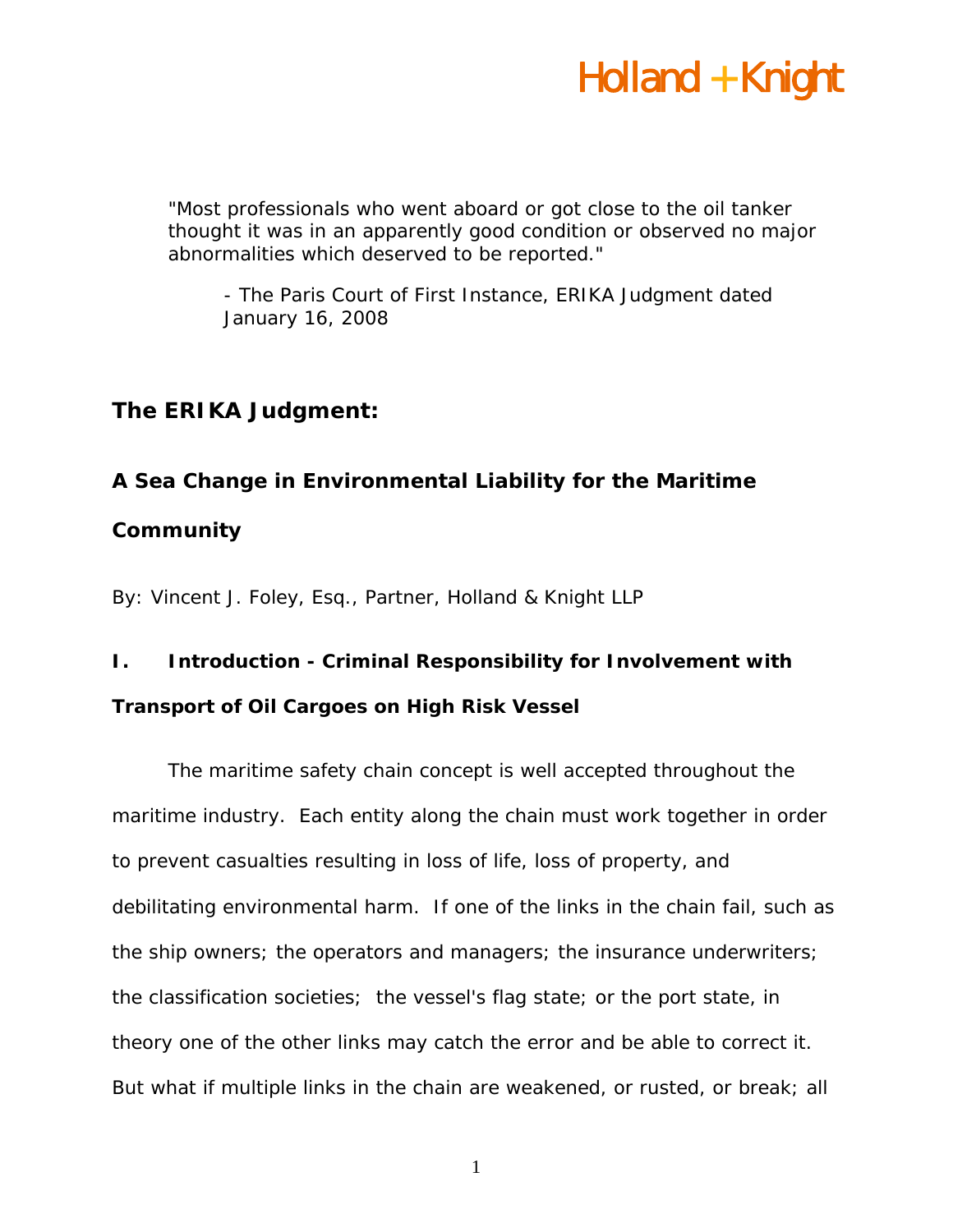Holland + Knight

> "Most professionals who went aboard or got close to the oil tanker thought it was in an apparently good condition or observed no major abnormalities which deserved to be reported."
>
> - The Paris Court of First Instance, ERIKA Judgment dated January 16, 2008

## The ERIKA Judgment:

## A Sea Change in Environmental Liability for the Maritime Community

By: Vincent J. Foley, Esq., Partner, Holland & Knight LLP

### I. Introduction - Criminal Responsibility for Involvement with Transport of Oil Cargoes on High Risk Vessel

The maritime safety chain concept is well accepted throughout the maritime industry. Each entity along the chain must work together in order to prevent casualties resulting in loss of life, loss of property, and debilitating environmental harm. If one of the links in the chain fail, such as the ship owners; the operators and managers; the insurance underwriters; the classification societies; the vessel's flag state; or the port state, in theory one of the other links may catch the error and be able to correct it. But what if multiple links in the chain are weakened, or rusted, or break; all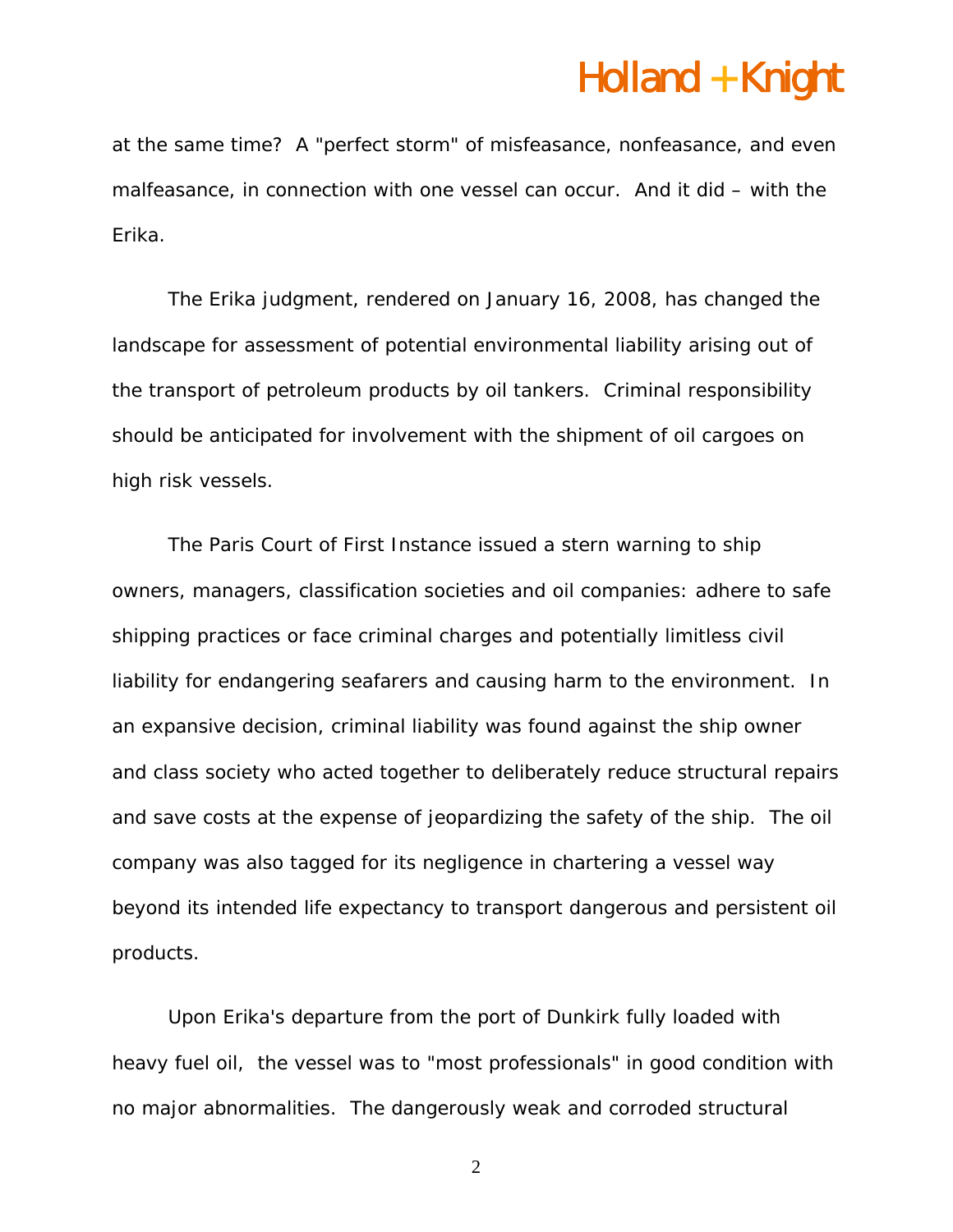at the same time? A "perfect storm" of misfeasance, nonfeasance, and even malfeasance, in connection with one vessel can occur. And it did – with the Erika.

The Erika judgment, rendered on January 16, 2008, has changed the landscape for assessment of potential environmental liability arising out of the transport of petroleum products by oil tankers. Criminal responsibility should be anticipated for involvement with the shipment of oil cargoes on high risk vessels.

The Paris Court of First Instance issued a stern warning to ship owners, managers, classification societies and oil companies: adhere to safe shipping practices or face criminal charges and potentially limitless civil liability for endangering seafarers and causing harm to the environment. In an expansive decision, criminal liability was found against the ship owner and class society who acted together to deliberately reduce structural repairs and save costs at the expense of jeopardizing the safety of the ship. The oil company was also tagged for its negligence in chartering a vessel way beyond its intended life expectancy to transport dangerous and persistent oil products.

Upon Erika's departure from the port of Dunkirk fully loaded with heavy fuel oil, the vessel was to "most professionals" in good condition with no major abnormalities. The dangerously weak and corroded structural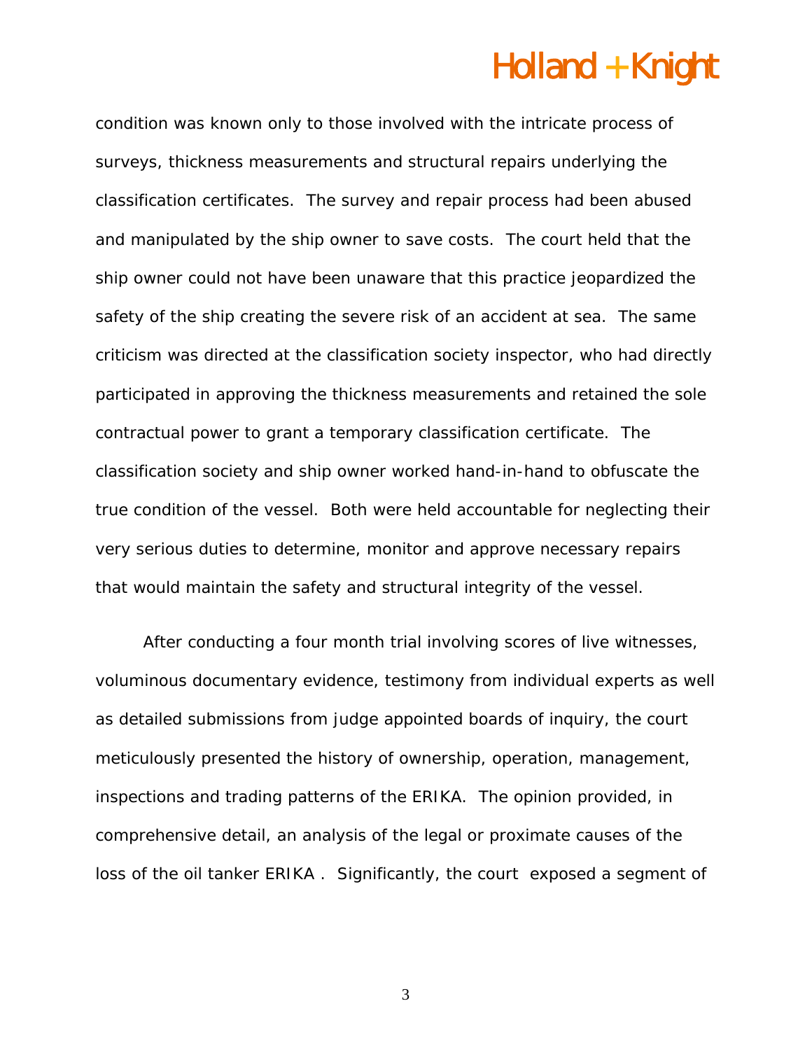condition was known only to those involved with the intricate process of surveys, thickness measurements and structural repairs underlying the classification certificates. The survey and repair process had been abused and manipulated by the ship owner to save costs. The court held that the ship owner could not have been unaware that this practice jeopardized the safety of the ship creating the severe risk of an accident at sea. The same criticism was directed at the classification society inspector, who had directly participated in approving the thickness measurements and retained the sole contractual power to grant a temporary classification certificate. The classification society and ship owner worked hand-in-hand to obfuscate the true condition of the vessel. Both were held accountable for neglecting their very serious duties to determine, monitor and approve necessary repairs that would maintain the safety and structural integrity of the vessel.

After conducting a four month trial involving scores of live witnesses, voluminous documentary evidence, testimony from individual experts as well as detailed submissions from judge appointed boards of inquiry, the court meticulously presented the history of ownership, operation, management, inspections and trading patterns of the ERIKA. The opinion provided, in comprehensive detail, an analysis of the legal or proximate causes of the loss of the oil tanker ERIKA . Significantly, the court exposed a segment of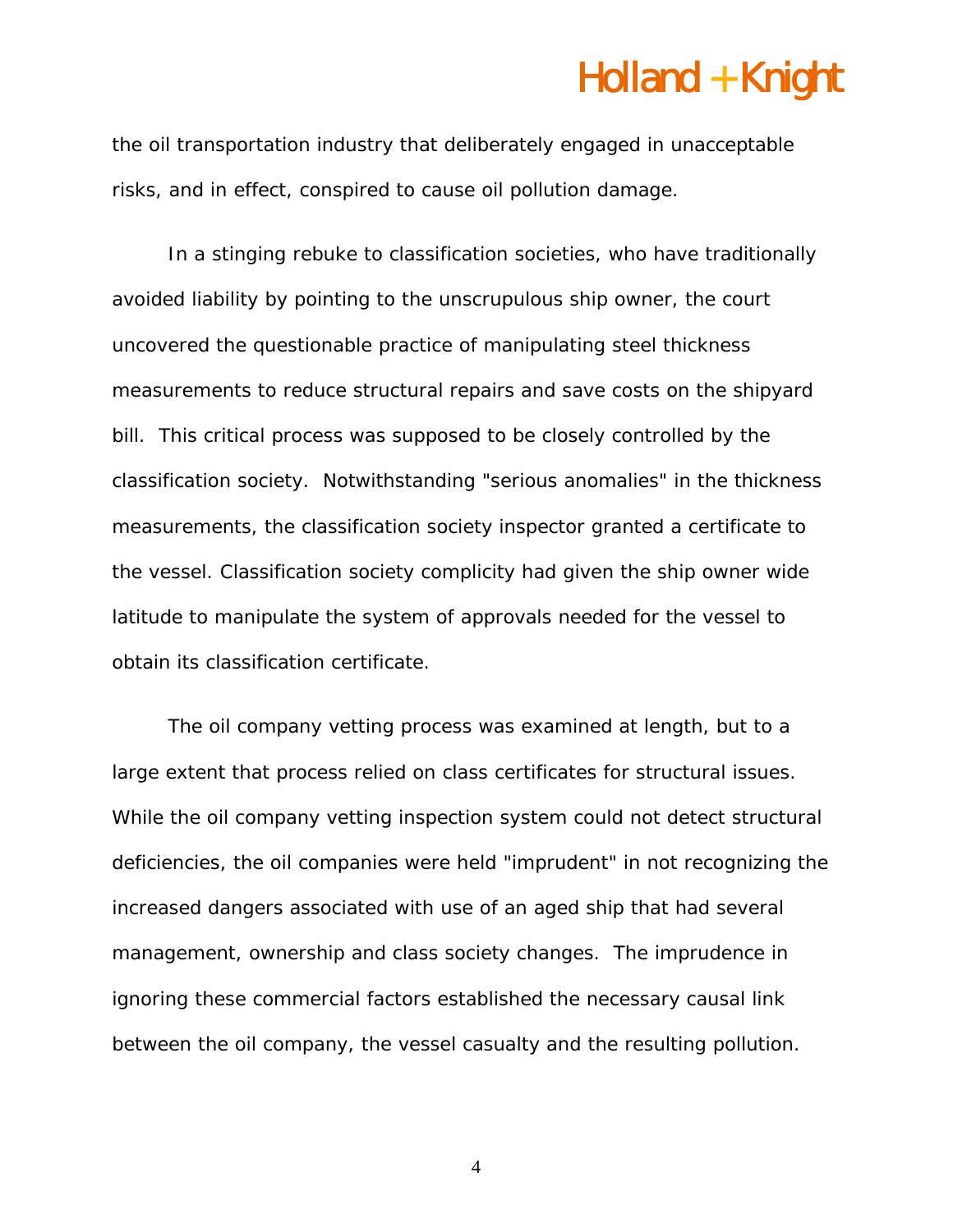the oil transportation industry that deliberately engaged in unacceptable risks, and in effect, conspired to cause oil pollution damage.

In a stinging rebuke to classification societies, who have traditionally avoided liability by pointing to the unscrupulous ship owner, the court uncovered the questionable practice of manipulating steel thickness measurements to reduce structural repairs and save costs on the shipyard bill. This critical process was supposed to be closely controlled by the classification society. Notwithstanding "serious anomalies" in the thickness measurements, the classification society inspector granted a certificate to the vessel. Classification society complicity had given the ship owner wide latitude to manipulate the system of approvals needed for the vessel to obtain its classification certificate.

The oil company vetting process was examined at length, but to a large extent that process relied on class certificates for structural issues. While the oil company vetting inspection system could not detect structural deficiencies, the oil companies were held "imprudent" in not recognizing the increased dangers associated with use of an aged ship that had several management, ownership and class society changes. The imprudence in ignoring these commercial factors established the necessary causal link between the oil company, the vessel casualty and the resulting pollution.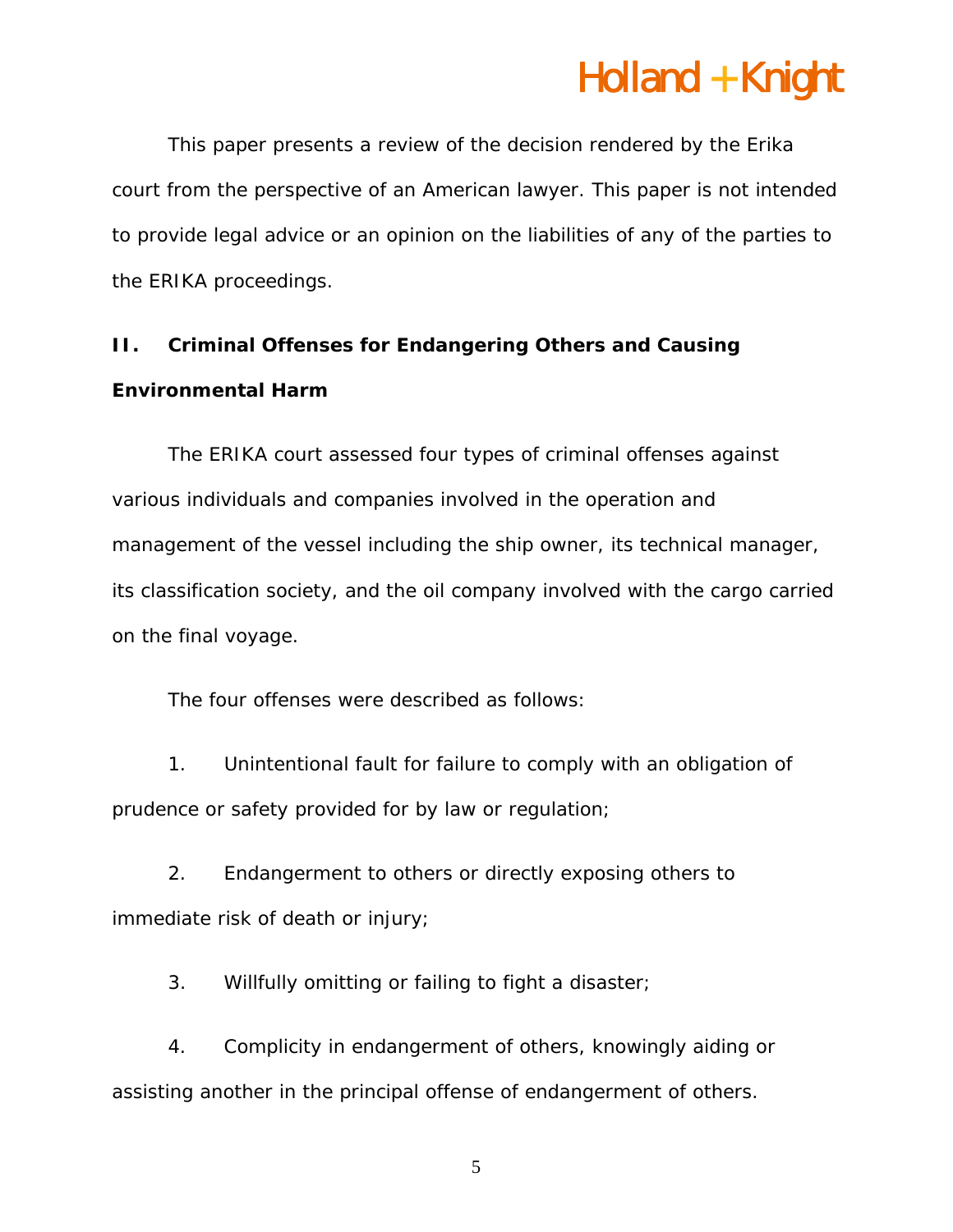This paper presents a review of the decision rendered by the Erika court from the perspective of an American lawyer. This paper is not intended to provide legal advice or an opinion on the liabilities of any of the parties to the ERIKA proceedings.

## II. Criminal Offenses for Endangering Others and Causing Environmental Harm

The ERIKA court assessed four types of criminal offenses against various individuals and companies involved in the operation and management of the vessel including the ship owner, its technical manager, its classification society, and the oil company involved with the cargo carried on the final voyage.

The four offenses were described as follows:

1. Unintentional fault for failure to comply with an obligation of prudence or safety provided for by law or regulation;

2. Endangerment to others or directly exposing others to immediate risk of death or injury;

3. Willfully omitting or failing to fight a disaster;

4. Complicity in endangerment of others, knowingly aiding or assisting another in the principal offense of endangerment of others.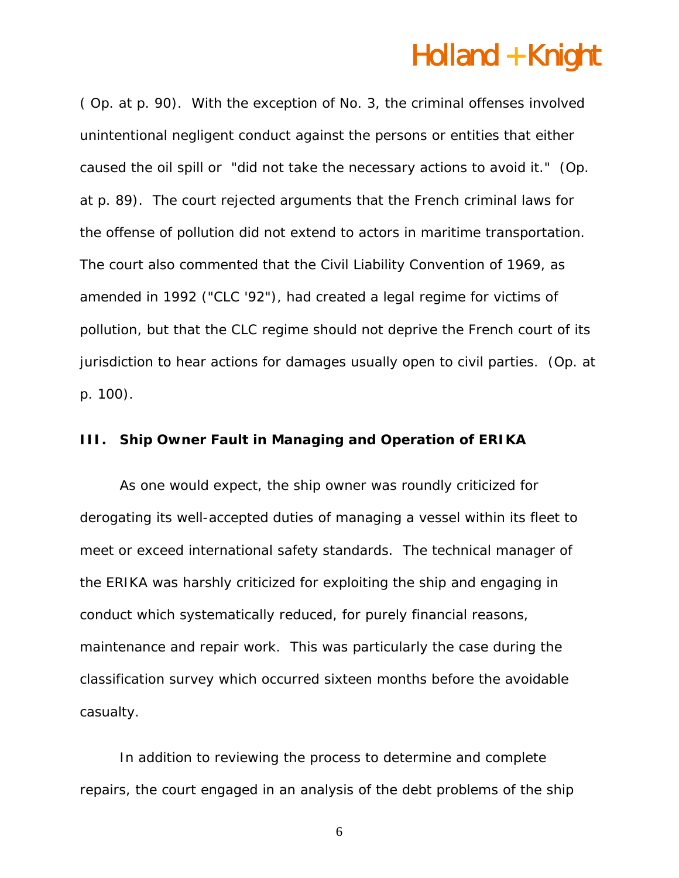( Op. at p. 90). With the exception of No. 3, the criminal offenses involved unintentional negligent conduct against the persons or entities that either caused the oil spill or "did not take the necessary actions to avoid it." (Op. at p. 89). The court rejected arguments that the French criminal laws for the offense of pollution did not extend to actors in maritime transportation. The court also commented that the Civil Liability Convention of 1969, as amended in 1992 ("CLC '92"), had created a legal regime for victims of pollution, but that the CLC regime should not deprive the French court of its jurisdiction to hear actions for damages usually open to civil parties. (Op. at p. 100).

## III. Ship Owner Fault in Managing and Operation of ERIKA

As one would expect, the ship owner was roundly criticized for derogating its well-accepted duties of managing a vessel within its fleet to meet or exceed international safety standards. The technical manager of the ERIKA was harshly criticized for exploiting the ship and engaging in conduct which systematically reduced, for purely financial reasons, maintenance and repair work. This was particularly the case during the classification survey which occurred sixteen months before the avoidable casualty.

In addition to reviewing the process to determine and complete repairs, the court engaged in an analysis of the debt problems of the ship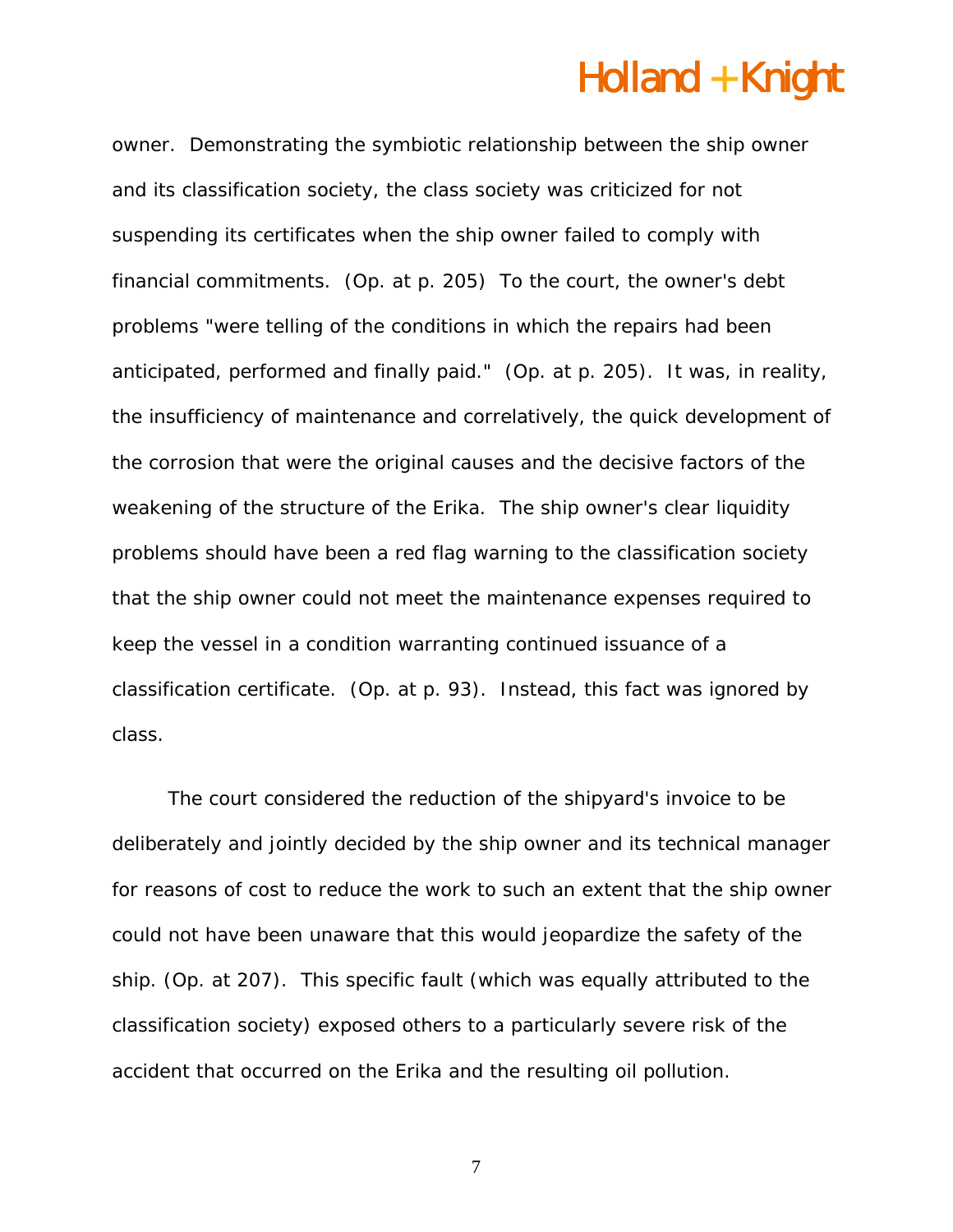owner. Demonstrating the symbiotic relationship between the ship owner and its classification society, the class society was criticized for not suspending its certificates when the ship owner failed to comply with financial commitments. (Op. at p. 205) To the court, the owner's debt problems "were telling of the conditions in which the repairs had been anticipated, performed and finally paid." (Op. at p. 205). It was, in reality, the insufficiency of maintenance and correlatively, the quick development of the corrosion that were the original causes and the decisive factors of the weakening of the structure of the Erika. The ship owner's clear liquidity problems should have been a red flag warning to the classification society that the ship owner could not meet the maintenance expenses required to keep the vessel in a condition warranting continued issuance of a classification certificate. (Op. at p. 93). Instead, this fact was ignored by class.

The court considered the reduction of the shipyard's invoice to be deliberately and jointly decided by the ship owner and its technical manager for reasons of cost to reduce the work to such an extent that the ship owner could not have been unaware that this would jeopardize the safety of the ship. (Op. at 207). This specific fault (which was equally attributed to the classification society) exposed others to a particularly severe risk of the accident that occurred on the Erika and the resulting oil pollution.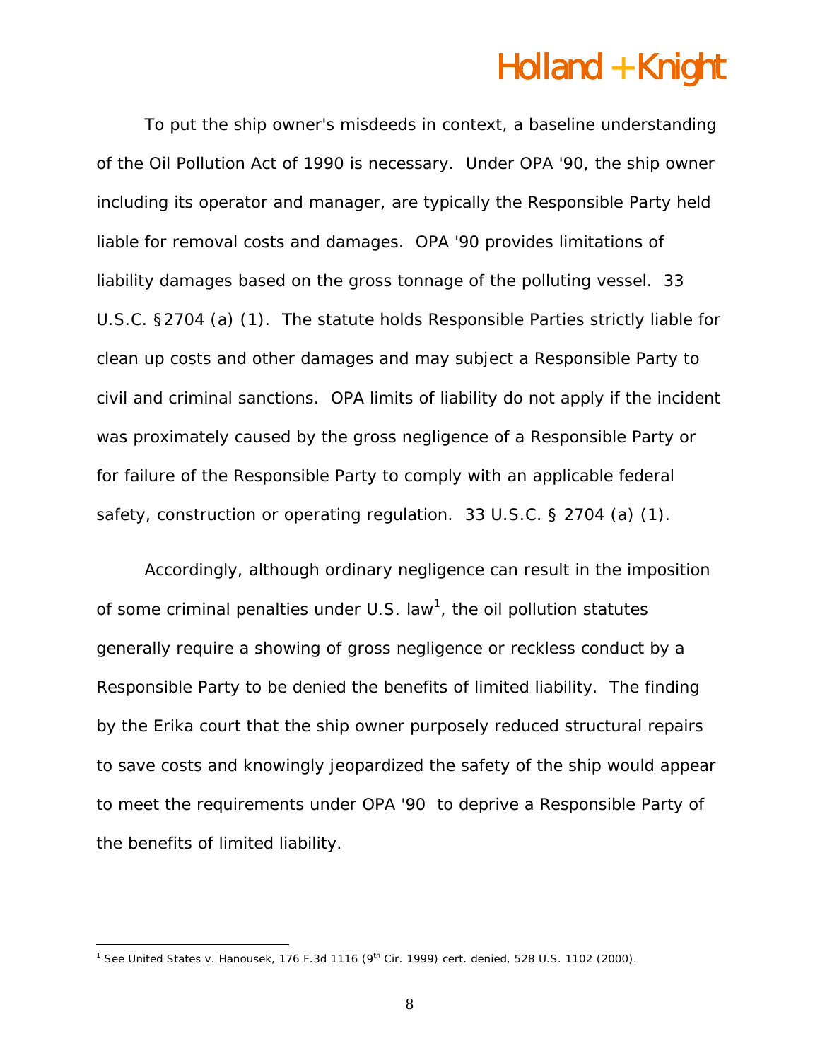To put the ship owner's misdeeds in context, a baseline understanding of the Oil Pollution Act of 1990 is necessary. Under OPA '90, the ship owner including its operator and manager, are typically the Responsible Party held liable for removal costs and damages. OPA '90 provides limitations of liability damages based on the gross tonnage of the polluting vessel. 33 U.S.C. §2704 (a) (1). The statute holds Responsible Parties strictly liable for clean up costs and other damages and may subject a Responsible Party to civil and criminal sanctions. OPA limits of liability do not apply if the incident was proximately caused by the gross negligence of a Responsible Party or for failure of the Responsible Party to comply with an applicable federal safety, construction or operating regulation. 33 U.S.C. § 2704 (a) (1).

Accordingly, although ordinary negligence can result in the imposition of some criminal penalties under U.S. law[1], the oil pollution statutes generally require a showing of gross negligence or reckless conduct by a Responsible Party to be denied the benefits of limited liability. The finding by the Erika court that the ship owner purposely reduced structural repairs to save costs and knowingly jeopardized the safety of the ship would appear to meet the requirements under OPA '90 to deprive a Responsible Party of the benefits of limited liability.

---

[1] See United States v. Hanousek, 176 F.3d 1116 (9th Cir. 1999) cert. denied, 528 U.S. 1102 (2000).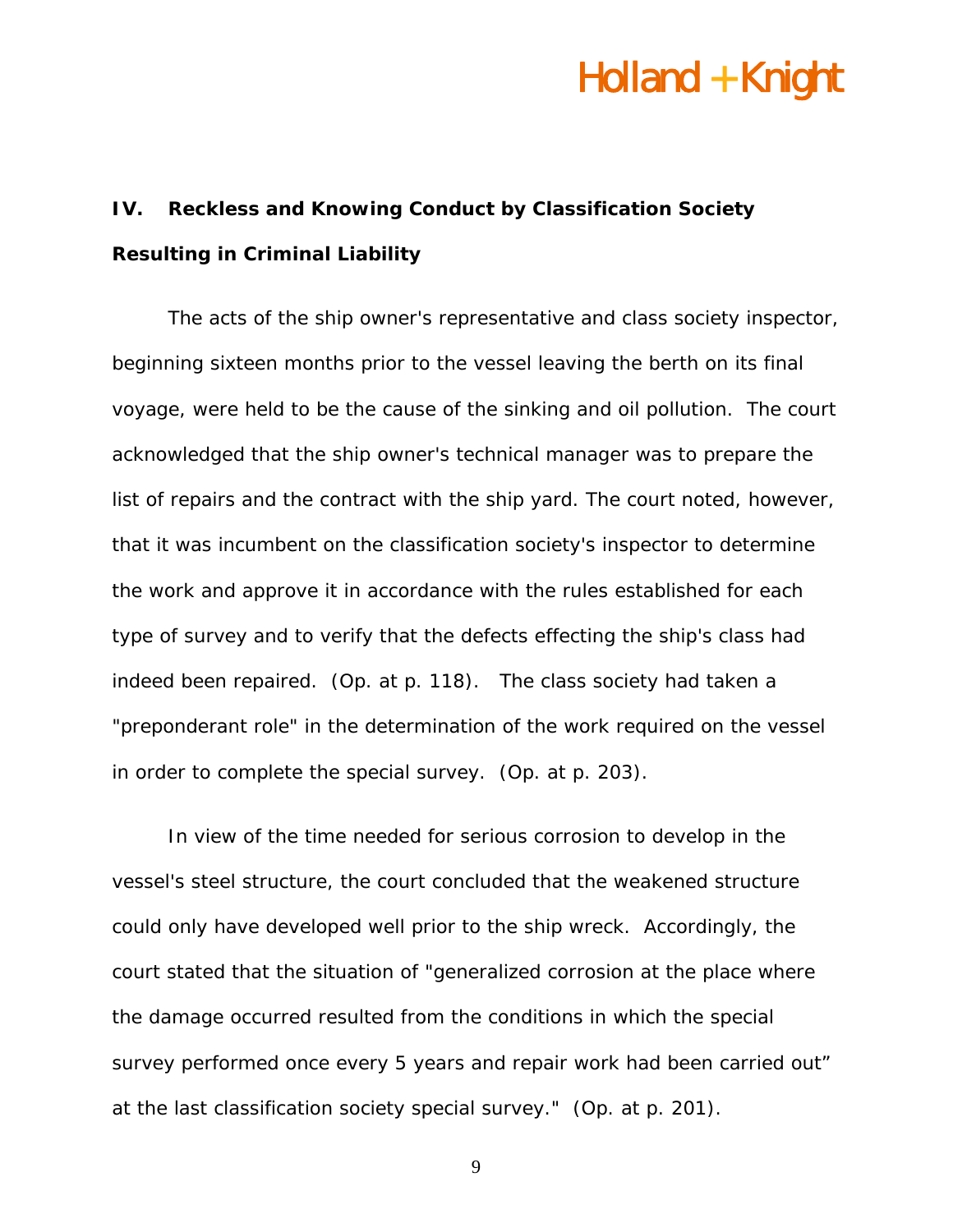## IV. Reckless and Knowing Conduct by Classification Society Resulting in Criminal Liability

The acts of the ship owner's representative and class society inspector, beginning sixteen months prior to the vessel leaving the berth on its final voyage, were held to be the cause of the sinking and oil pollution. The court acknowledged that the ship owner's technical manager was to prepare the list of repairs and the contract with the ship yard. The court noted, however, that it was incumbent on the classification society's inspector to determine the work and approve it in accordance with the rules established for each type of survey and to verify that the defects effecting the ship's class had indeed been repaired. (Op. at p. 118). The class society had taken a "preponderant role" in the determination of the work required on the vessel in order to complete the special survey. (Op. at p. 203).

In view of the time needed for serious corrosion to develop in the vessel's steel structure, the court concluded that the weakened structure could only have developed well prior to the ship wreck. Accordingly, the court stated that the situation of "generalized corrosion at the place where the damage occurred resulted from the conditions in which the special survey performed once every 5 years and repair work had been carried out" at the last classification society special survey." (Op. at p. 201).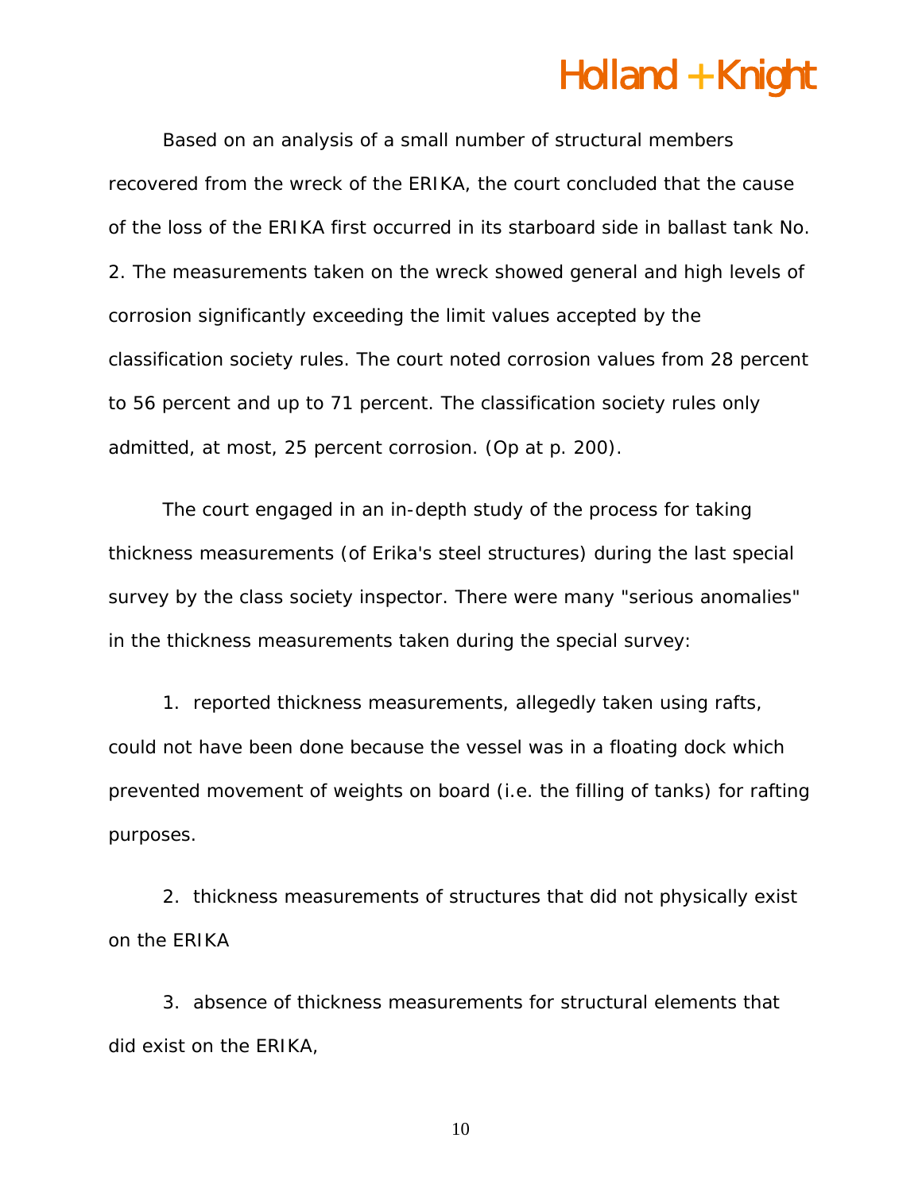Based on an analysis of a small number of structural members recovered from the wreck of the ERIKA, the court concluded that the cause of the loss of the ERIKA first occurred in its starboard side in ballast tank No. 2. The measurements taken on the wreck showed general and high levels of corrosion significantly exceeding the limit values accepted by the classification society rules. The court noted corrosion values from 28 percent to 56 percent and up to 71 percent. The classification society rules only admitted, at most, 25 percent corrosion. (Op at p. 200).

The court engaged in an in-depth study of the process for taking thickness measurements (of Erika's steel structures) during the last special survey by the class society inspector. There were many "serious anomalies" in the thickness measurements taken during the special survey:

1. reported thickness measurements, allegedly taken using rafts, could not have been done because the vessel was in a floating dock which prevented movement of weights on board (i.e. the filling of tanks) for rafting purposes.

2. thickness measurements of structures that did not physically exist on the ERIKA

3. absence of thickness measurements for structural elements that did exist on the ERIKA,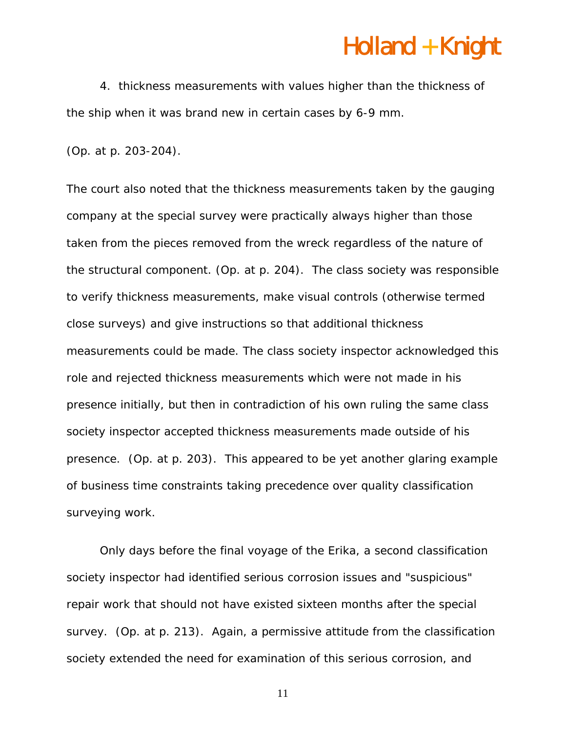4. thickness measurements with values higher than the thickness of the ship when it was brand new in certain cases by 6-9 mm.

(Op. at p. 203-204).

The court also noted that the thickness measurements taken by the gauging company at the special survey were practically always higher than those taken from the pieces removed from the wreck regardless of the nature of the structural component. (Op. at p. 204). The class society was responsible to verify thickness measurements, make visual controls (otherwise termed close surveys) and give instructions so that additional thickness measurements could be made. The class society inspector acknowledged this role and rejected thickness measurements which were not made in his presence initially, but then in contradiction of his own ruling the same class society inspector accepted thickness measurements made outside of his presence. (Op. at p. 203). This appeared to be yet another glaring example of business time constraints taking precedence over quality classification surveying work.

Only days before the final voyage of the Erika, a second classification society inspector had identified serious corrosion issues and "suspicious" repair work that should not have existed sixteen months after the special survey. (Op. at p. 213). Again, a permissive attitude from the classification society extended the need for examination of this serious corrosion, and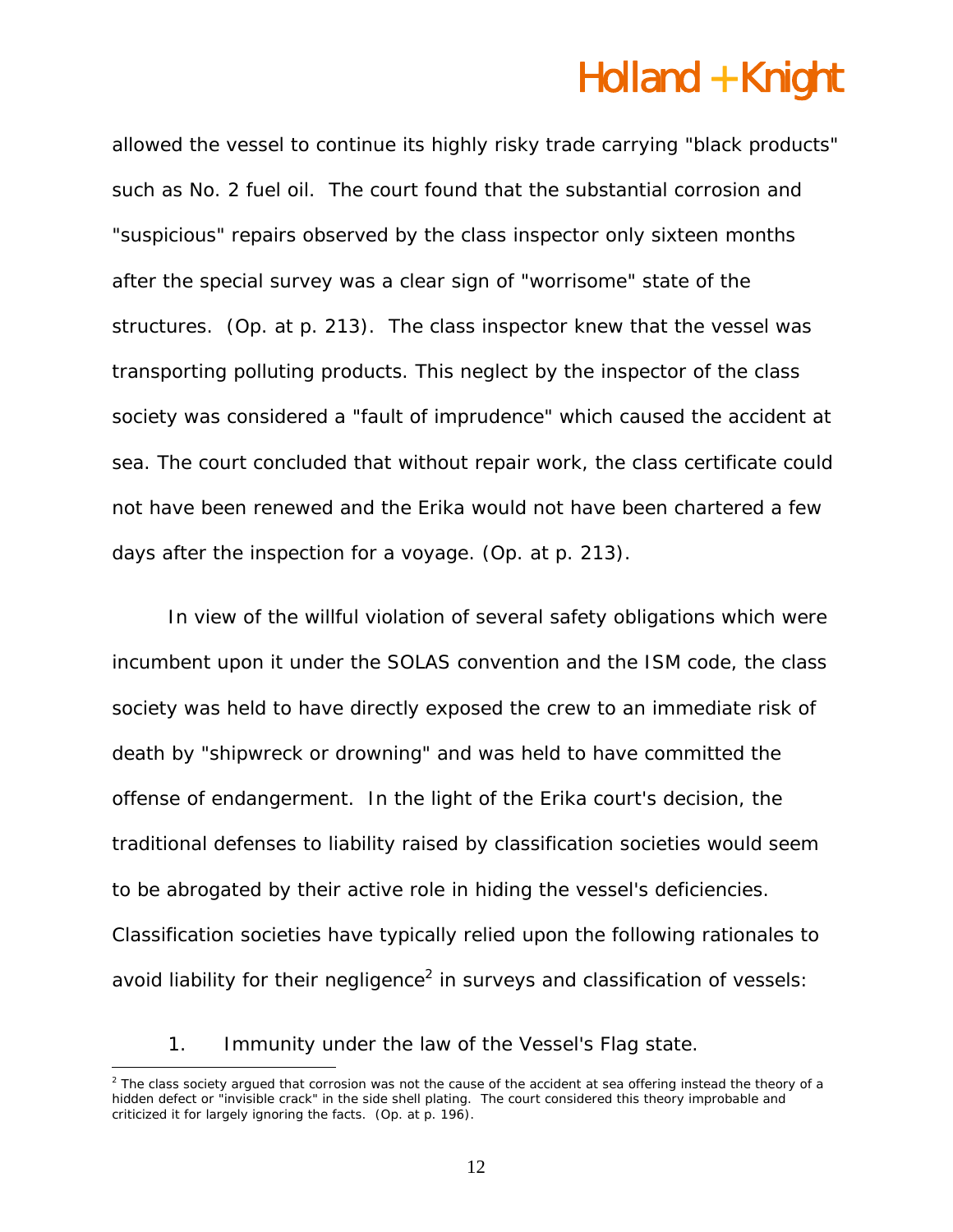allowed the vessel to continue its highly risky trade carrying "black products" such as No. 2 fuel oil. The court found that the substantial corrosion and "suspicious" repairs observed by the class inspector only sixteen months after the special survey was a clear sign of "worrisome" state of the structures. (Op. at p. 213). The class inspector knew that the vessel was transporting polluting products. This neglect by the inspector of the class society was considered a "fault of imprudence" which caused the accident at sea. The court concluded that without repair work, the class certificate could not have been renewed and the Erika would not have been chartered a few days after the inspection for a voyage. (Op. at p. 213).

In view of the willful violation of several safety obligations which were incumbent upon it under the SOLAS convention and the ISM code, the class society was held to have directly exposed the crew to an immediate risk of death by "shipwreck or drowning" and was held to have committed the offense of endangerment. In the light of the Erika court's decision, the traditional defenses to liability raised by classification societies would seem to be abrogated by their active role in hiding the vessel's deficiencies. Classification societies have typically relied upon the following rationales to avoid liability for their negligence[2] in surveys and classification of vessels:

1. Immunity under the law of the Vessel's Flag state.

[2] The class society argued that corrosion was not the cause of the accident at sea offering instead the theory of a hidden defect or "invisible crack" in the side shell plating. The court considered this theory improbable and criticized it for largely ignoring the facts. (Op. at p. 196).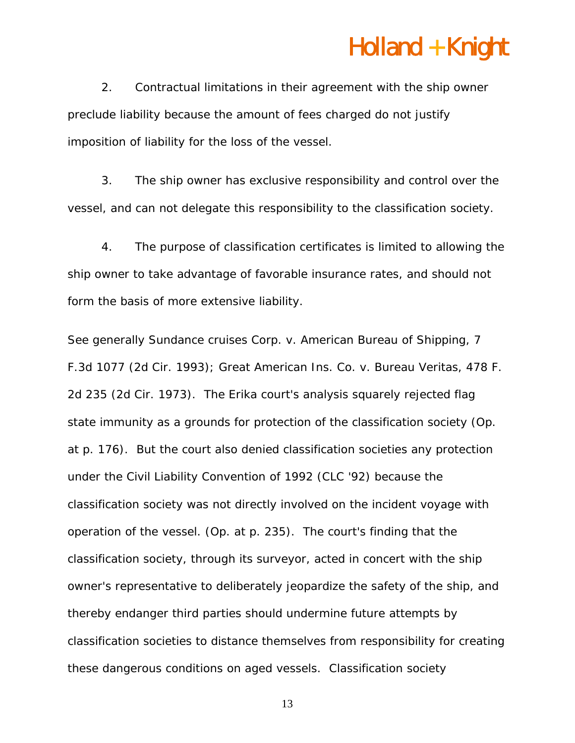2. Contractual limitations in their agreement with the ship owner preclude liability because the amount of fees charged do not justify imposition of liability for the loss of the vessel.

3. The ship owner has exclusive responsibility and control over the vessel, and can not delegate this responsibility to the classification society.

4. The purpose of classification certificates is limited to allowing the ship owner to take advantage of favorable insurance rates, and should not form the basis of more extensive liability.

See generally Sundance cruises Corp. v. American Bureau of Shipping, 7 F.3d 1077 (2d Cir. 1993); Great American Ins. Co. v. Bureau Veritas, 478 F. 2d 235 (2d Cir. 1973). The Erika court's analysis squarely rejected flag state immunity as a grounds for protection of the classification society (Op. at p. 176). But the court also denied classification societies any protection under the Civil Liability Convention of 1992 (CLC '92) because the classification society was not directly involved on the incident voyage with operation of the vessel. (Op. at p. 235). The court's finding that the classification society, through its surveyor, acted in concert with the ship owner's representative to deliberately jeopardize the safety of the ship, and thereby endanger third parties should undermine future attempts by classification societies to distance themselves from responsibility for creating these dangerous conditions on aged vessels. Classification society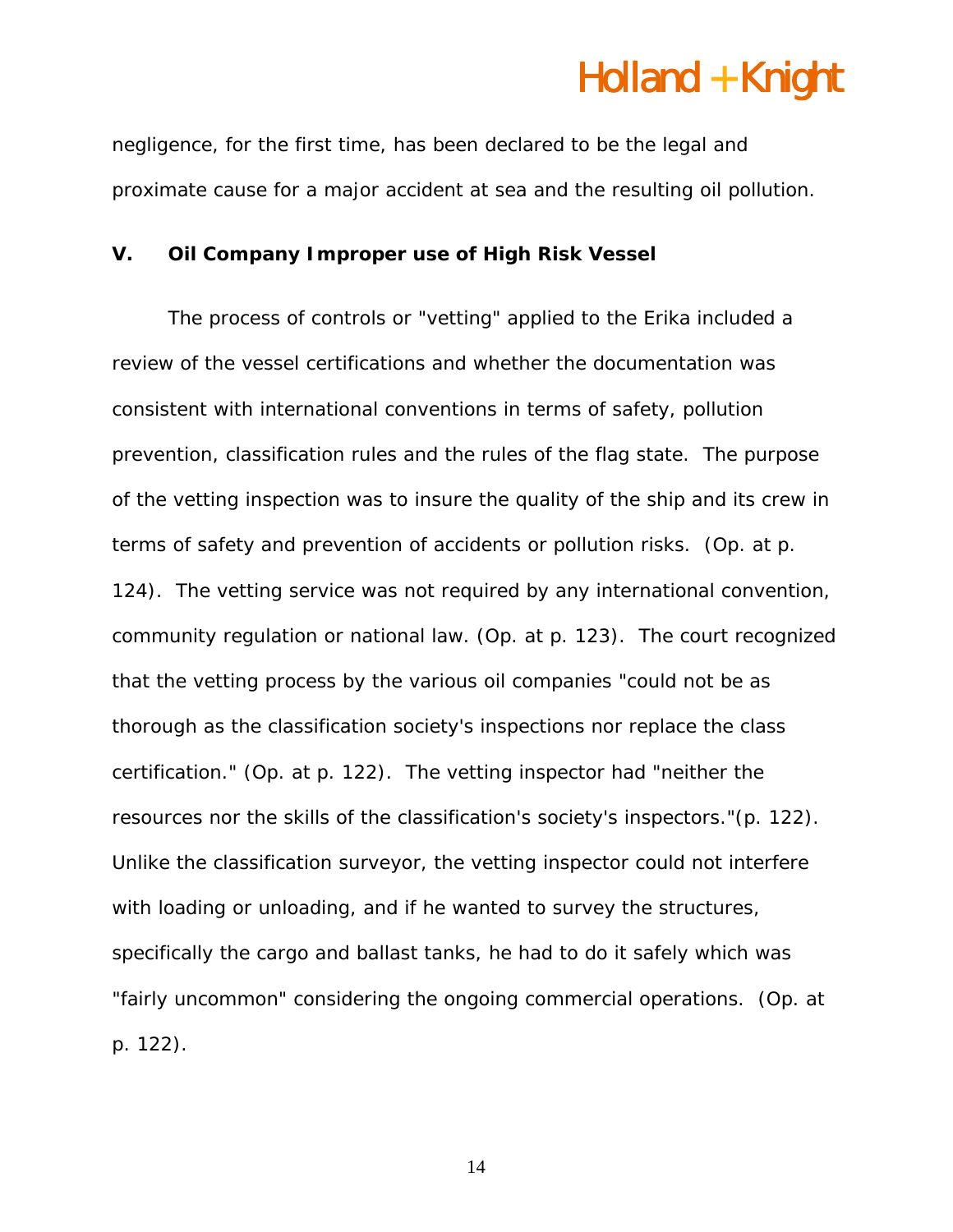negligence, for the first time, has been declared to be the legal and proximate cause for a major accident at sea and the resulting oil pollution.

## V. Oil Company Improper use of High Risk Vessel

The process of controls or "vetting" applied to the Erika included a review of the vessel certifications and whether the documentation was consistent with international conventions in terms of safety, pollution prevention, classification rules and the rules of the flag state. The purpose of the vetting inspection was to insure the quality of the ship and its crew in terms of safety and prevention of accidents or pollution risks. (Op. at p. 124). The vetting service was not required by any international convention, community regulation or national law. (Op. at p. 123). The court recognized that the vetting process by the various oil companies "could not be as thorough as the classification society's inspections nor replace the class certification." (Op. at p. 122). The vetting inspector had "neither the resources nor the skills of the classification's society's inspectors."(p. 122). Unlike the classification surveyor, the vetting inspector could not interfere with loading or unloading, and if he wanted to survey the structures, specifically the cargo and ballast tanks, he had to do it safely which was "fairly uncommon" considering the ongoing commercial operations. (Op. at p. 122).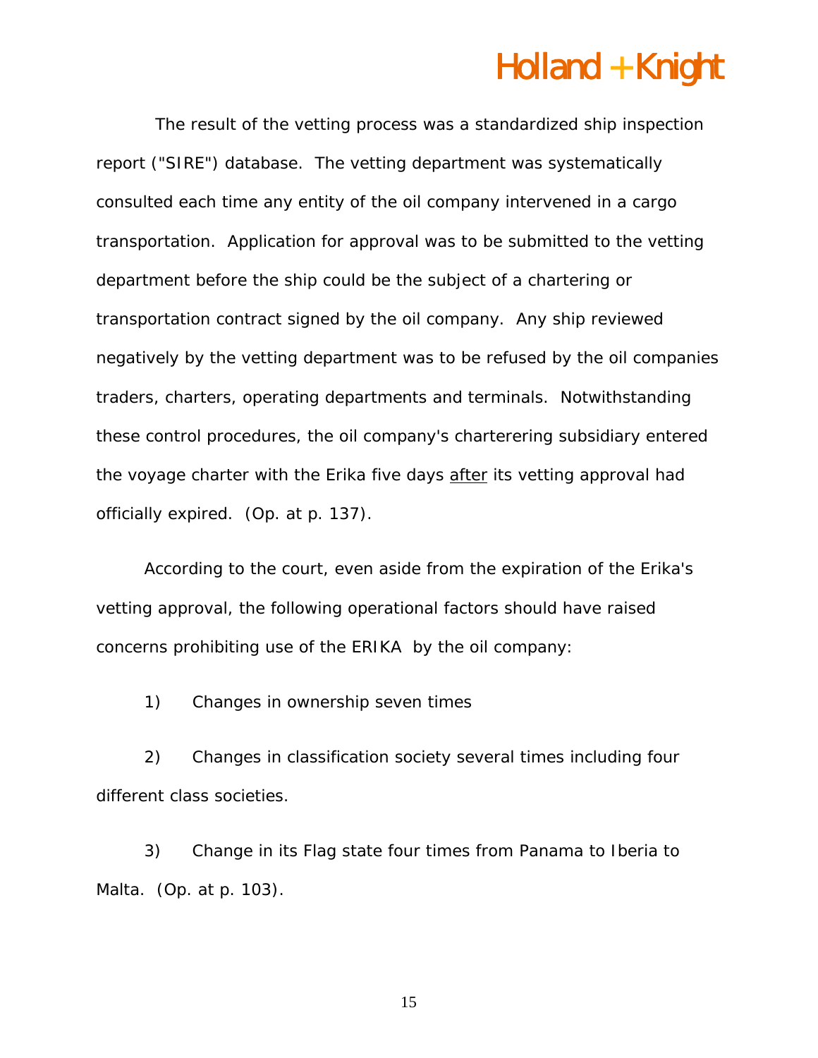The result of the vetting process was a standardized ship inspection report ("SIRE") database. The vetting department was systematically consulted each time any entity of the oil company intervened in a cargo transportation. Application for approval was to be submitted to the vetting department before the ship could be the subject of a chartering or transportation contract signed by the oil company. Any ship reviewed negatively by the vetting department was to be refused by the oil companies traders, charters, operating departments and terminals. Notwithstanding these control procedures, the oil company's charterering subsidiary entered the voyage charter with the Erika five days <u>after</u> its vetting approval had officially expired. (Op. at p. 137).

According to the court, even aside from the expiration of the Erika's vetting approval, the following operational factors should have raised concerns prohibiting use of the ERIKA by the oil company:

1) Changes in ownership seven times

2) Changes in classification society several times including four different class societies.

3) Change in its Flag state four times from Panama to Iberia to Malta. (Op. at p. 103).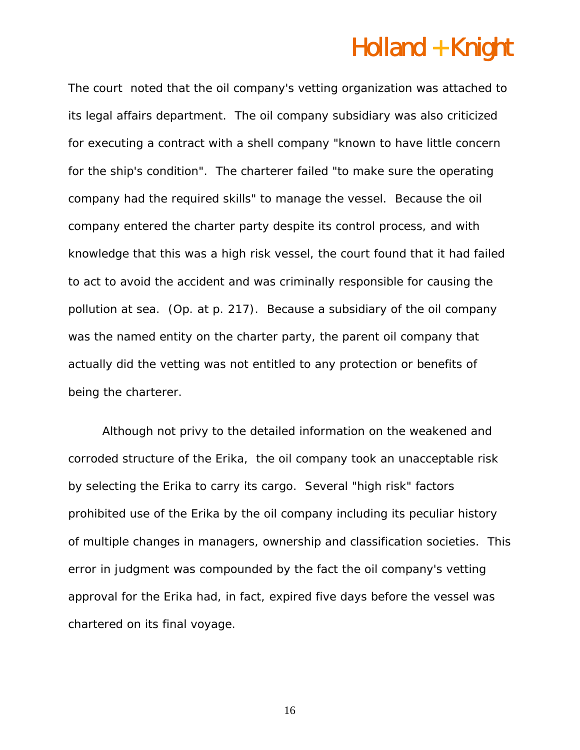The court noted that the oil company's vetting organization was attached to its legal affairs department. The oil company subsidiary was also criticized for executing a contract with a shell company "known to have little concern for the ship's condition". The charterer failed "to make sure the operating company had the required skills" to manage the vessel. Because the oil company entered the charter party despite its control process, and with knowledge that this was a high risk vessel, the court found that it had failed to act to avoid the accident and was criminally responsible for causing the pollution at sea. (Op. at p. 217). Because a subsidiary of the oil company was the named entity on the charter party, the parent oil company that actually did the vetting was not entitled to any protection or benefits of being the charterer.

Although not privy to the detailed information on the weakened and corroded structure of the Erika, the oil company took an unacceptable risk by selecting the Erika to carry its cargo. Several "high risk" factors prohibited use of the Erika by the oil company including its peculiar history of multiple changes in managers, ownership and classification societies. This error in judgment was compounded by the fact the oil company's vetting approval for the Erika had, in fact, expired five days before the vessel was chartered on its final voyage.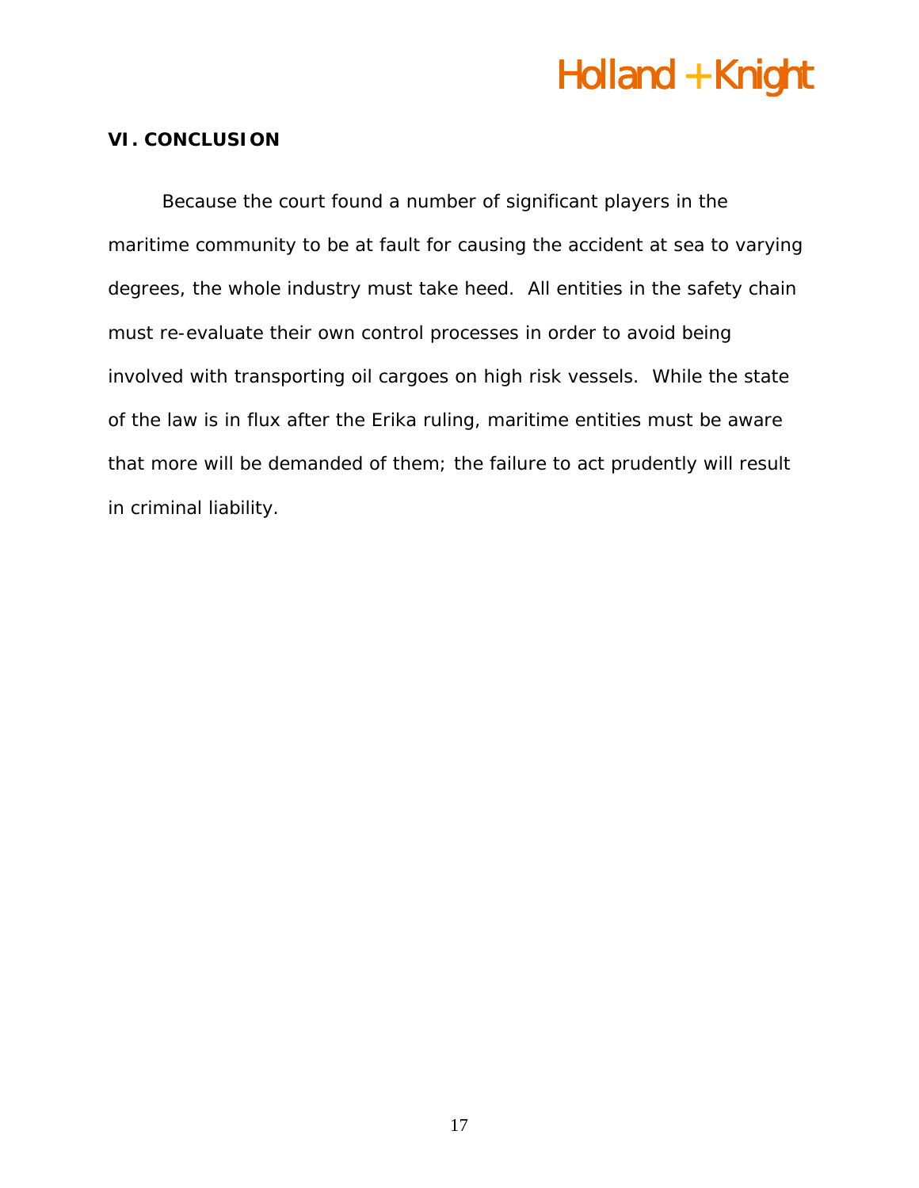## VI. CONCLUSION

Because the court found a number of significant players in the maritime community to be at fault for causing the accident at sea to varying degrees, the whole industry must take heed. All entities in the safety chain must re-evaluate their own control processes in order to avoid being involved with transporting oil cargoes on high risk vessels. While the state of the law is in flux after the Erika ruling, maritime entities must be aware that more will be demanded of them; the failure to act prudently will result in criminal liability.